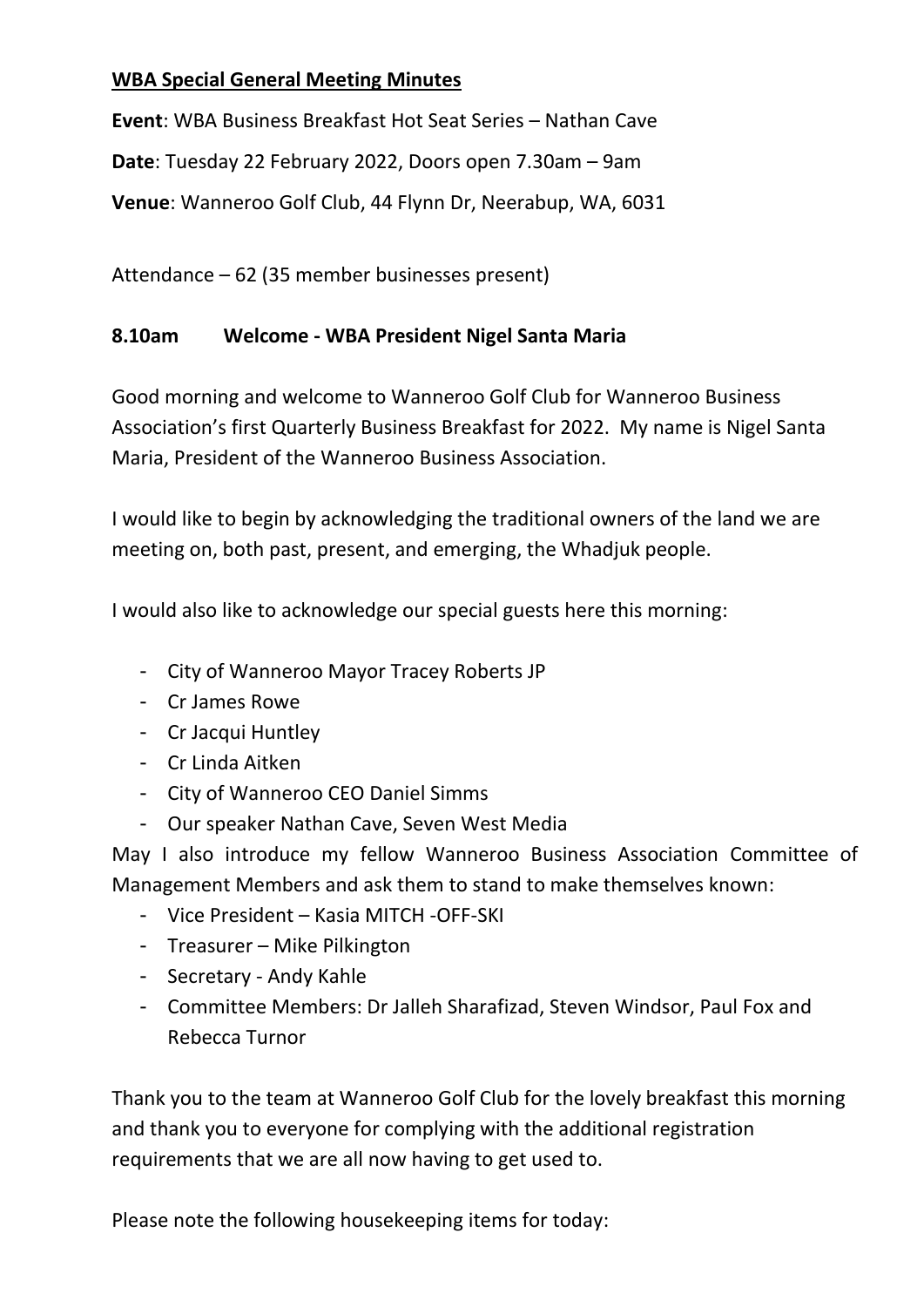**WBA Special General Meeting Minutes**

**Event**: WBA Business Breakfast Hot Seat Series – Nathan Cave

**Date**: Tuesday 22 February 2022, Doors open 7.30am – 9am

**Venue**: Wanneroo Golf Club, 44 Flynn Dr, Neerabup, WA, 6031

Attendance – 62 (35 member businesses present)

**8.10am Welcome - WBA President Nigel Santa Maria**

Good morning and welcome to Wanneroo Golf Club for Wanneroo Business Association's first Quarterly Business Breakfast for 2022. My name is Nigel Santa Maria, President of the Wanneroo Business Association.

I would like to begin by acknowledging the traditional owners of the land we are meeting on, both past, present, and emerging, the Whadjuk people.

I would also like to acknowledge our special guests here this morning:

- City of Wanneroo Mayor Tracey Roberts JP
- Cr James Rowe
- Cr Jacqui Huntley
- Cr Linda Aitken
- City of Wanneroo CEO Daniel Simms
- Our speaker Nathan Cave, Seven West Media

May I also introduce my fellow Wanneroo Business Association Committee of Management Members and ask them to stand to make themselves known:

- Vice President – Kasia MITCH -OFF-SKI
- Treasurer – Mike Pilkington
- Secretary - Andy Kahle
- Committee Members: Dr Jalleh Sharafizad, Steven Windsor, Paul Fox and Rebecca Turnor

Thank you to the team at Wanneroo Golf Club for the lovely breakfast this morning and thank you to everyone for complying with the additional registration requirements that we are all now having to get used to.

Please note the following housekeeping items for today: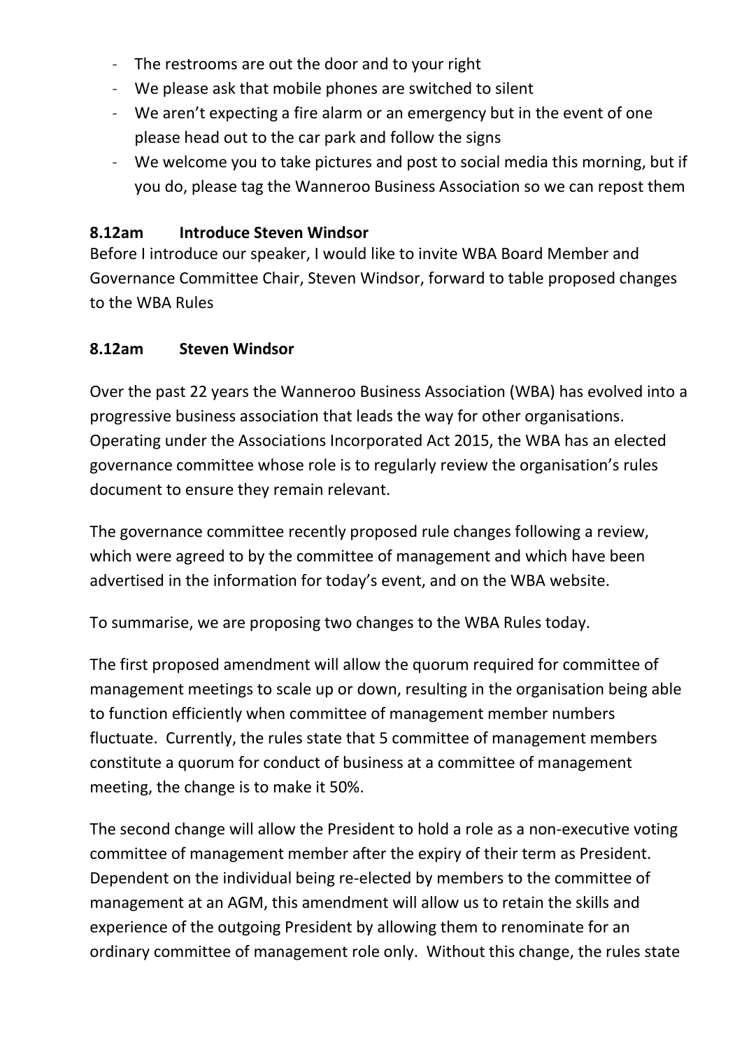- The restrooms are out the door and to your right
- We please ask that mobile phones are switched to silent
- We aren't expecting a fire alarm or an emergency but in the event of one please head out to the car park and follow the signs
- We welcome you to take pictures and post to social media this morning, but if you do, please tag the Wanneroo Business Association so we can repost them

**8.12am Introduce Steven Windsor**

Before I introduce our speaker, I would like to invite WBA Board Member and Governance Committee Chair, Steven Windsor, forward to table proposed changes to the WBA Rules

**8.12am Steven Windsor**

Over the past 22 years the Wanneroo Business Association (WBA) has evolved into a progressive business association that leads the way for other organisations. Operating under the Associations Incorporated Act 2015, the WBA has an elected governance committee whose role is to regularly review the organisation's rules document to ensure they remain relevant.

The governance committee recently proposed rule changes following a review, which were agreed to by the committee of management and which have been advertised in the information for today's event, and on the WBA website.

To summarise, we are proposing two changes to the WBA Rules today.

The first proposed amendment will allow the quorum required for committee of management meetings to scale up or down, resulting in the organisation being able to function efficiently when committee of management member numbers fluctuate. Currently, the rules state that 5 committee of management members constitute a quorum for conduct of business at a committee of management meeting, the change is to make it 50%.

The second change will allow the President to hold a role as a non-executive voting committee of management member after the expiry of their term as President. Dependent on the individual being re-elected by members to the committee of management at an AGM, this amendment will allow us to retain the skills and experience of the outgoing President by allowing them to renominate for an ordinary committee of management role only. Without this change, the rules state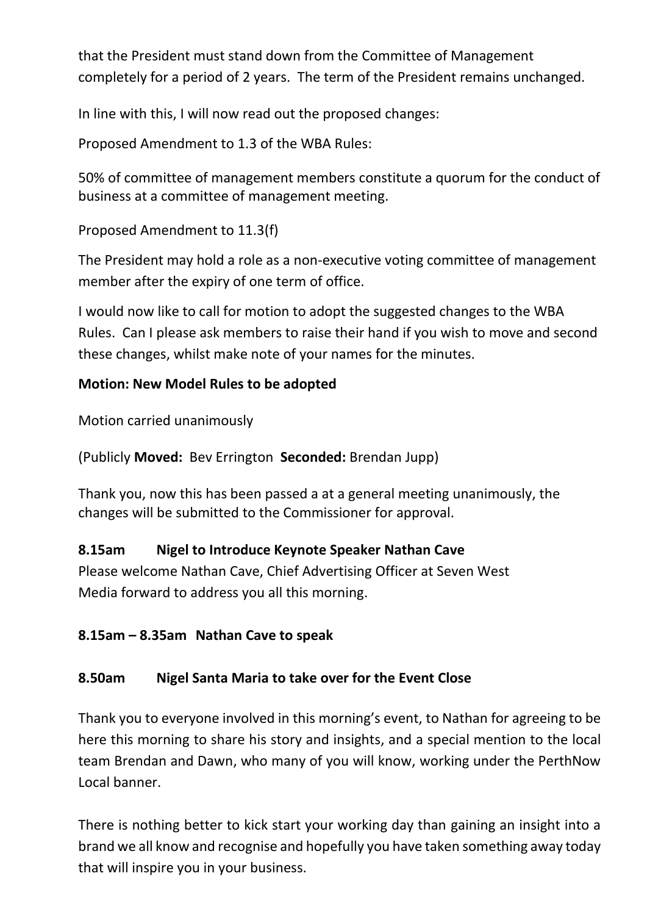that the President must stand down from the Committee of Management completely for a period of 2 years. The term of the President remains unchanged.

In line with this, I will now read out the proposed changes:

Proposed Amendment to 1.3 of the WBA Rules:

50% of committee of management members constitute a quorum for the conduct of business at a committee of management meeting.

Proposed Amendment to 11.3(f)

The President may hold a role as a non-executive voting committee of management member after the expiry of one term of office.

I would now like to call for motion to adopt the suggested changes to the WBA Rules. Can I please ask members to raise their hand if you wish to move and second these changes, whilst make note of your names for the minutes.

**Motion: New Model Rules to be adopted**

Motion carried unanimously

(Publicly **Moved:** Bev Errington **Seconded:** Brendan Jupp)

Thank you, now this has been passed a at a general meeting unanimously, the changes will be submitted to the Commissioner for approval.

**8.15am Nigel to Introduce Keynote Speaker Nathan Cave**

Please welcome Nathan Cave, Chief Advertising Officer at Seven West Media forward to address you all this morning.

**8.15am – 8.35am Nathan Cave to speak**

**8.50am Nigel Santa Maria to take over for the Event Close**

Thank you to everyone involved in this morning's event, to Nathan for agreeing to be here this morning to share his story and insights, and a special mention to the local team Brendan and Dawn, who many of you will know, working under the PerthNow Local banner.

There is nothing better to kick start your working day than gaining an insight into a brand we all know and recognise and hopefully you have taken something away today that will inspire you in your business.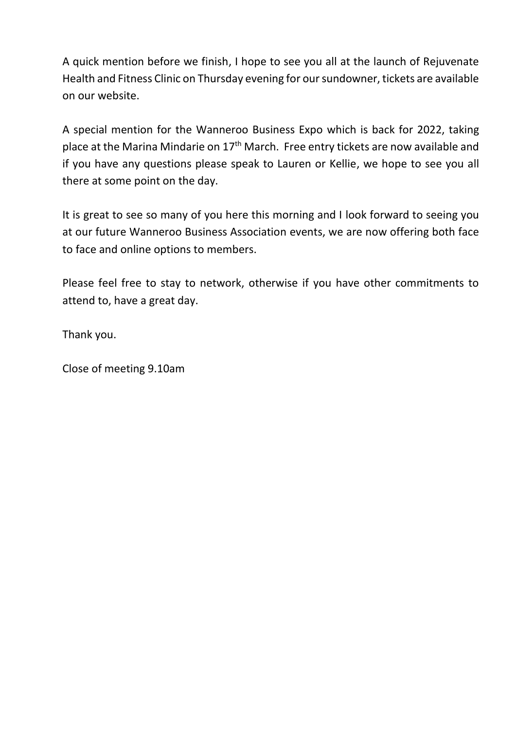A quick mention before we finish, I hope to see you all at the launch of Rejuvenate Health and Fitness Clinic on Thursday evening for our sundowner, tickets are available on our website.

A special mention for the Wanneroo Business Expo which is back for 2022, taking place at the Marina Mindarie on 17th March. Free entry tickets are now available and if you have any questions please speak to Lauren or Kellie, we hope to see you all there at some point on the day.

It is great to see so many of you here this morning and I look forward to seeing you at our future Wanneroo Business Association events, we are now offering both face to face and online options to members.

Please feel free to stay to network, otherwise if you have other commitments to attend to, have a great day.

Thank you.

Close of meeting 9.10am